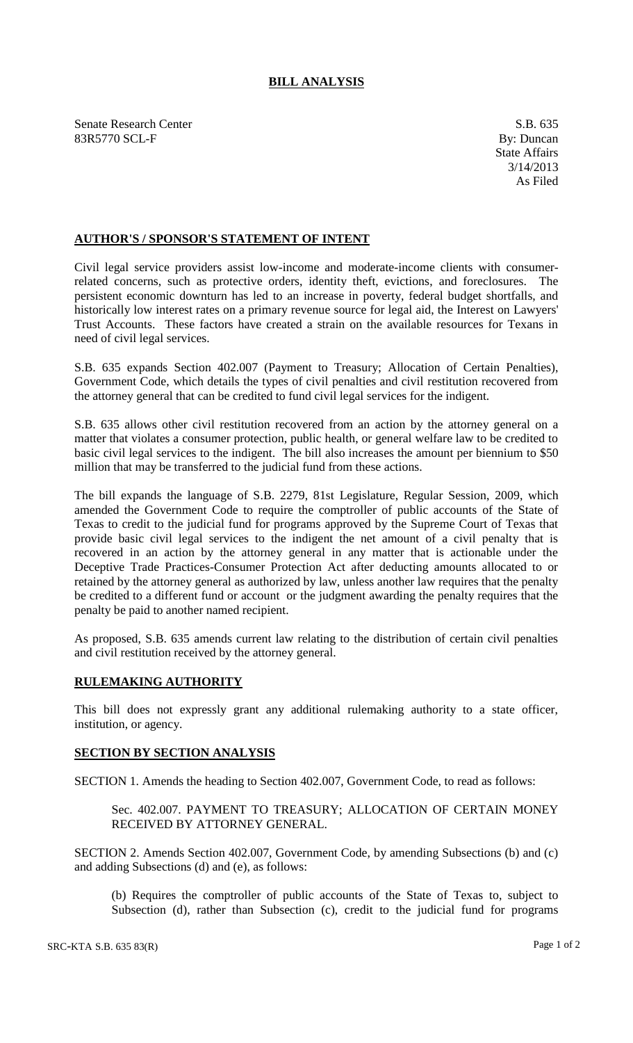# BILL ANALYSIS

Senate Research Center
83R5770 SCL-F

S.B. 635
By: Duncan
State Affairs
3/14/2013
As Filed

## AUTHOR'S / SPONSOR'S STATEMENT OF INTENT

Civil legal service providers assist low-income and moderate-income clients with consumer-related concerns, such as protective orders, identity theft, evictions, and foreclosures. The persistent economic downturn has led to an increase in poverty, federal budget shortfalls, and historically low interest rates on a primary revenue source for legal aid, the Interest on Lawyers' Trust Accounts. These factors have created a strain on the available resources for Texans in need of civil legal services.

S.B. 635 expands Section 402.007 (Payment to Treasury; Allocation of Certain Penalties), Government Code, which details the types of civil penalties and civil restitution recovered from the attorney general that can be credited to fund civil legal services for the indigent.

S.B. 635 allows other civil restitution recovered from an action by the attorney general on a matter that violates a consumer protection, public health, or general welfare law to be credited to basic civil legal services to the indigent. The bill also increases the amount per biennium to $50 million that may be transferred to the judicial fund from these actions.

The bill expands the language of S.B. 2279, 81st Legislature, Regular Session, 2009, which amended the Government Code to require the comptroller of public accounts of the State of Texas to credit to the judicial fund for programs approved by the Supreme Court of Texas that provide basic civil legal services to the indigent the net amount of a civil penalty that is recovered in an action by the attorney general in any matter that is actionable under the Deceptive Trade Practices-Consumer Protection Act after deducting amounts allocated to or retained by the attorney general as authorized by law, unless another law requires that the penalty be credited to a different fund or account or the judgment awarding the penalty requires that the penalty be paid to another named recipient.

As proposed, S.B. 635 amends current law relating to the distribution of certain civil penalties and civil restitution received by the attorney general.

## RULEMAKING AUTHORITY

This bill does not expressly grant any additional rulemaking authority to a state officer, institution, or agency.

## SECTION BY SECTION ANALYSIS

SECTION 1. Amends the heading to Section 402.007, Government Code, to read as follows:

> Sec. 402.007. PAYMENT TO TREASURY; ALLOCATION OF CERTAIN MONEY RECEIVED BY ATTORNEY GENERAL.

SECTION 2. Amends Section 402.007, Government Code, by amending Subsections (b) and (c) and adding Subsections (d) and (e), as follows:

> (b) Requires the comptroller of public accounts of the State of Texas to, subject to Subsection (d), rather than Subsection (c), credit to the judicial fund for programs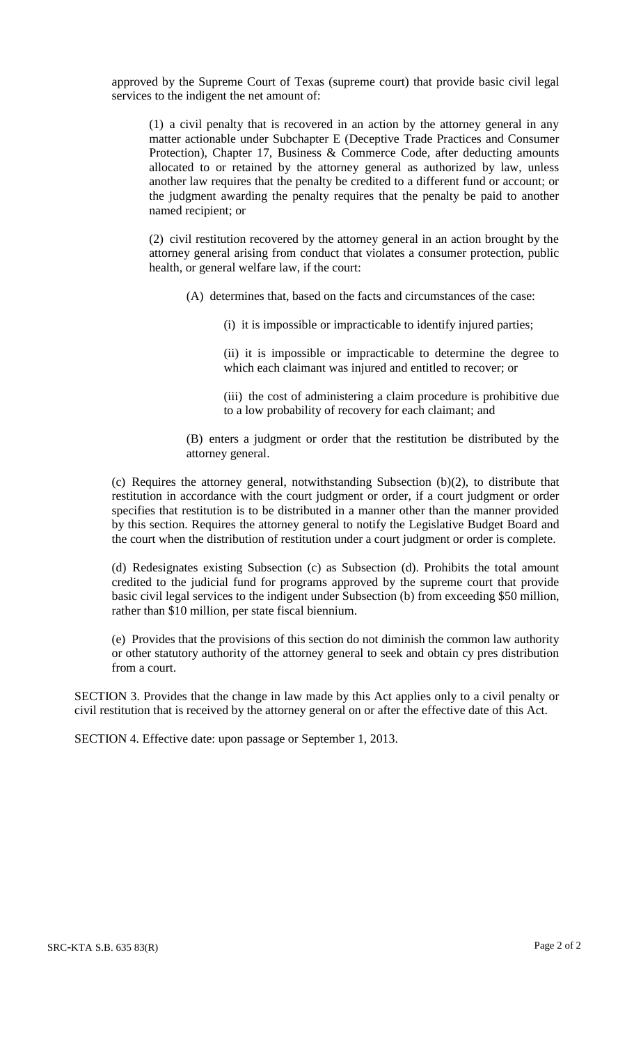approved by the Supreme Court of Texas (supreme court) that provide basic civil legal services to the indigent the net amount of:

(1) a civil penalty that is recovered in an action by the attorney general in any matter actionable under Subchapter E (Deceptive Trade Practices and Consumer Protection), Chapter 17, Business & Commerce Code, after deducting amounts allocated to or retained by the attorney general as authorized by law, unless another law requires that the penalty be credited to a different fund or account; or the judgment awarding the penalty requires that the penalty be paid to another named recipient; or

(2) civil restitution recovered by the attorney general in an action brought by the attorney general arising from conduct that violates a consumer protection, public health, or general welfare law, if the court:

(A) determines that, based on the facts and circumstances of the case:

(i) it is impossible or impracticable to identify injured parties;

(ii) it is impossible or impracticable to determine the degree to which each claimant was injured and entitled to recover; or

(iii) the cost of administering a claim procedure is prohibitive due to a low probability of recovery for each claimant; and

(B) enters a judgment or order that the restitution be distributed by the attorney general.

(c) Requires the attorney general, notwithstanding Subsection (b)(2), to distribute that restitution in accordance with the court judgment or order, if a court judgment or order specifies that restitution is to be distributed in a manner other than the manner provided by this section. Requires the attorney general to notify the Legislative Budget Board and the court when the distribution of restitution under a court judgment or order is complete.

(d) Redesignates existing Subsection (c) as Subsection (d). Prohibits the total amount credited to the judicial fund for programs approved by the supreme court that provide basic civil legal services to the indigent under Subsection (b) from exceeding $50 million, rather than $10 million, per state fiscal biennium.

(e) Provides that the provisions of this section do not diminish the common law authority or other statutory authority of the attorney general to seek and obtain cy pres distribution from a court.

SECTION 3. Provides that the change in law made by this Act applies only to a civil penalty or civil restitution that is received by the attorney general on or after the effective date of this Act.

SECTION 4. Effective date: upon passage or September 1, 2013.